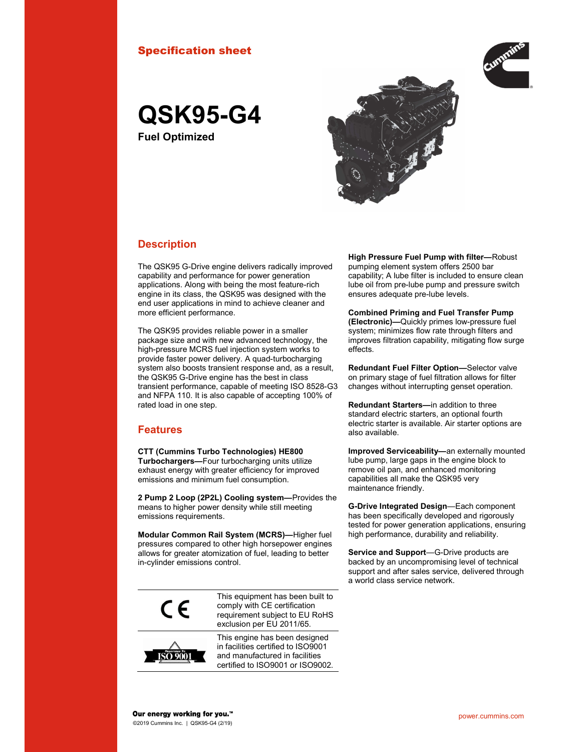Specification sheet

# QSK95-G4

**Fuel Optimized**

## Description

The QSK95 G-Drive engine delivers radically improved capability and performance for power generation applications. Along with being the most feature-rich engine in its class, the QSK95 was designed with the end user applications in mind to achieve cleaner and more efficient performance.

The QSK95 provides reliable power in a smaller package size and with new advanced technology, the high-pressure MCRS fuel injection system works to provide faster power delivery. A quad-turbocharging system also boosts transient response and, as a result, the QSK95 G-Drive engine has the best in class transient performance, capable of meeting ISO 8528-G3 and NFPA 110. It is also capable of accepting 100% of rated load in one step.

## Features

**CTT (Cummins Turbo Technologies) HE800 Turbochargers—**Four turbocharging units utilize exhaust energy with greater efficiency for improved emissions and minimum fuel consumption.

**2 Pump 2 Loop (2P2L) Cooling system—**Provides the means to higher power density while still meeting emissions requirements.

**Modular Common Rail System (MCRS)—**Higher fuel pressures compared to other high horsepower engines allows for greater atomization of fuel, leading to better in-cylinder emissions control.

**High Pressure Fuel Pump with filter—**Robust pumping element system offers 2500 bar capability; A lube filter is included to ensure clean lube oil from pre-lube pump and pressure switch ensures adequate pre-lube levels.

**Combined Priming and Fuel Transfer Pump (Electronic)—**Quickly primes low-pressure fuel system; minimizes flow rate through filters and improves filtration capability, mitigating flow surge effects.

**Redundant Fuel Filter Option—**Selector valve on primary stage of fuel filtration allows for filter changes without interrupting genset operation.

**Redundant Starters—**in addition to three standard electric starters, an optional fourth electric starter is available. Air starter options are also available.

**Improved Serviceability—**an externally mounted lube pump, large gaps in the engine block to remove oil pan, and enhanced monitoring capabilities all make the QSK95 very maintenance friendly.

**G-Drive Integrated Design**—Each component has been specifically developed and rigorously tested for power generation applications, ensuring high performance, durability and reliability.

**Service and Support**—G-Drive products are backed by an uncompromising level of technical support and after sales service, delivered through a world class service network.

| | |
|---|---|
| CE | This equipment has been built to comply with CE certification requirement subject to EU RoHS exclusion per EU 2011/65. |
| ISO 9001 | This engine has been designed in facilities certified to ISO9001 and manufactured in facilities certified to ISO9001 or ISO9002. |

Our energy working for you.™

©2019 Cummins Inc. | QSK95-G4 (2/19)

power.cummins.com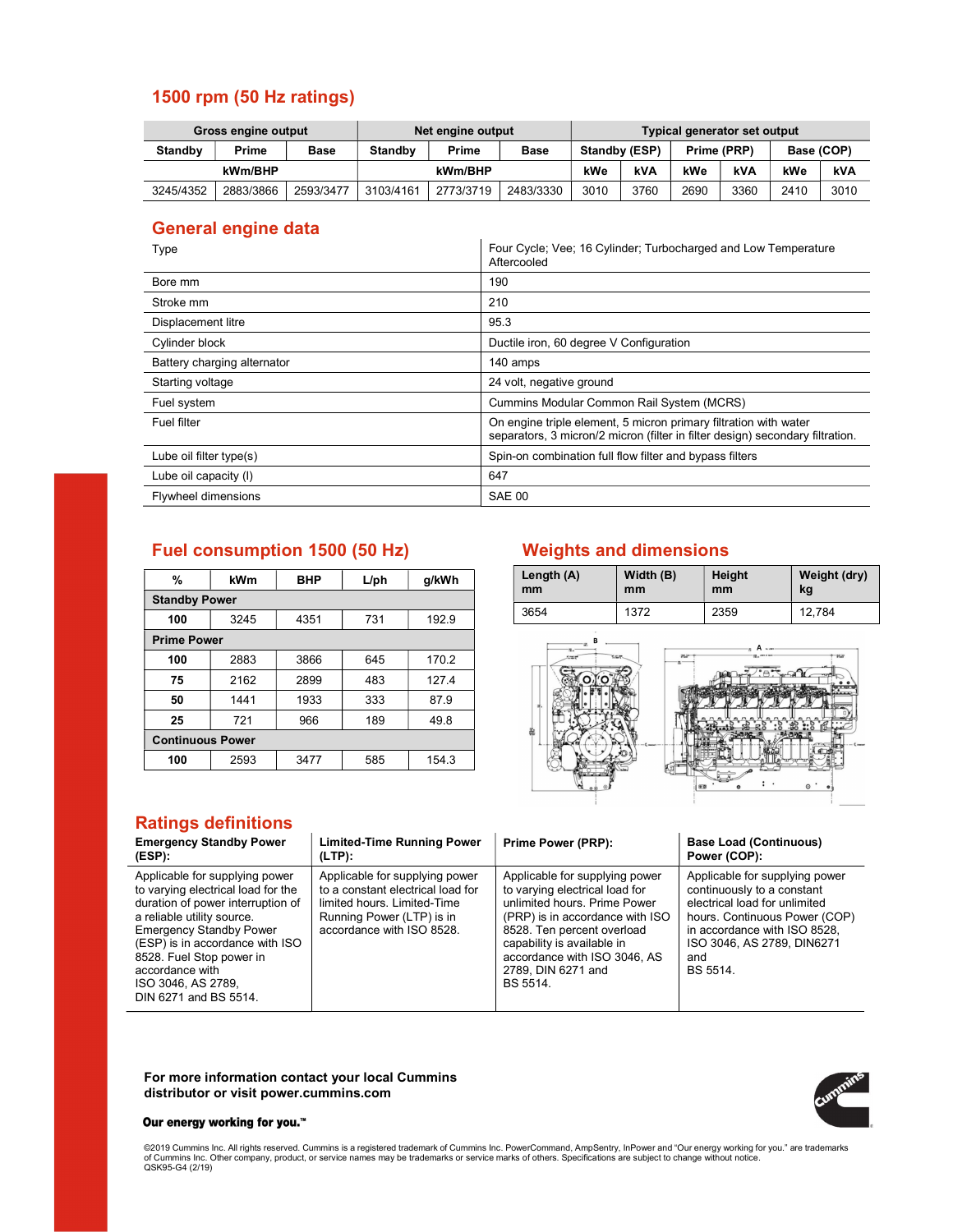## 1500 rpm (50 Hz ratings)

| Gross engine output | | | Net engine output | | | Typical generator set output | | | | | |
|---|---|---|---|---|---|---|---|---|---|---|---|
| Standby | Prime | Base | Standby | Prime | Base | Standby (ESP) | | Prime (PRP) | | Base (COP) | |
| kWm/BHP | | | kWm/BHP | | | kWe | kVA | kWe | kVA | kWe | kVA |
| 3245/4352 | 2883/3866 | 2593/3477 | 3103/4161 | 2773/3719 | 2483/3330 | 3010 | 3760 | 2690 | 3360 | 2410 | 3010 |

## General engine data

| | |
|---|---|
| Type | Four Cycle; Vee; 16 Cylinder; Turbocharged and Low Temperature Aftercooled |
| Bore mm | 190 |
| Stroke mm | 210 |
| Displacement litre | 95.3 |
| Cylinder block | Ductile iron, 60 degree V Configuration |
| Battery charging alternator | 140 amps |
| Starting voltage | 24 volt, negative ground |
| Fuel system | Cummins Modular Common Rail System (MCRS) |
| Fuel filter | On engine triple element, 5 micron primary filtration with water separators, 3 micron/2 micron (filter in filter design) secondary filtration. |
| Lube oil filter type(s) | Spin-on combination full flow filter and bypass filters |
| Lube oil capacity (l) | 647 |
| Flywheel dimensions | SAE 00 |

## Fuel consumption 1500 (50 Hz)

| % | kWm | BHP | L/ph | g/kWh |
|---|---|---|---|---|
| **Standby Power** | | | | |
| 100 | 3245 | 4351 | 731 | 192.9 |
| **Prime Power** | | | | |
| 100 | 2883 | 3866 | 645 | 170.2 |
| 75 | 2162 | 2899 | 483 | 127.4 |
| 50 | 1441 | 1933 | 333 | 87.9 |
| 25 | 721 | 966 | 189 | 49.8 |
| **Continuous Power** | | | | |
| 100 | 2593 | 3477 | 585 | 154.3 |

## Weights and dimensions

| Length (A) mm | Width (B) mm | Height mm | Weight (dry) kg |
|---|---|---|---|
| 3654 | 1372 | 2359 | 12,784 |

## Ratings definitions

| Emergency Standby Power (ESP): | Limited-Time Running Power (LTP): | Prime Power (PRP): | Base Load (Continuous) Power (COP): |
|---|---|---|---|
| Applicable for supplying power to varying electrical load for the duration of power interruption of a reliable utility source. Emergency Standby Power (ESP) is in accordance with ISO 8528. Fuel Stop power in accordance with ISO 3046, AS 2789, DIN 6271 and BS 5514. | Applicable for supplying power to a constant electrical load for limited hours. Limited-Time Running Power (LTP) is in accordance with ISO 8528. | Applicable for supplying power to varying electrical load for unlimited hours. Prime Power (PRP) is in accordance with ISO 8528. Ten percent overload capability is available in accordance with ISO 3046, AS 2789, DIN 6271 and BS 5514. | Applicable for supplying power continuously to a constant electrical load for unlimited hours. Continuous Power (COP) in accordance with ISO 8528, ISO 3046, AS 2789, DIN6271 and BS 5514. |

**For more information contact your local Cummins distributor or visit power.cummins.com**

**Our energy working for you.™**

©2019 Cummins Inc. All rights reserved. Cummins is a registered trademark of Cummins Inc. PowerCommand, AmpSentry, InPower and "Our energy working for you." are trademarks of Cummins Inc. Other company, product, or service names may be trademarks or service marks of others. Specifications are subject to change without notice.
QSK95-G4 (2/19)